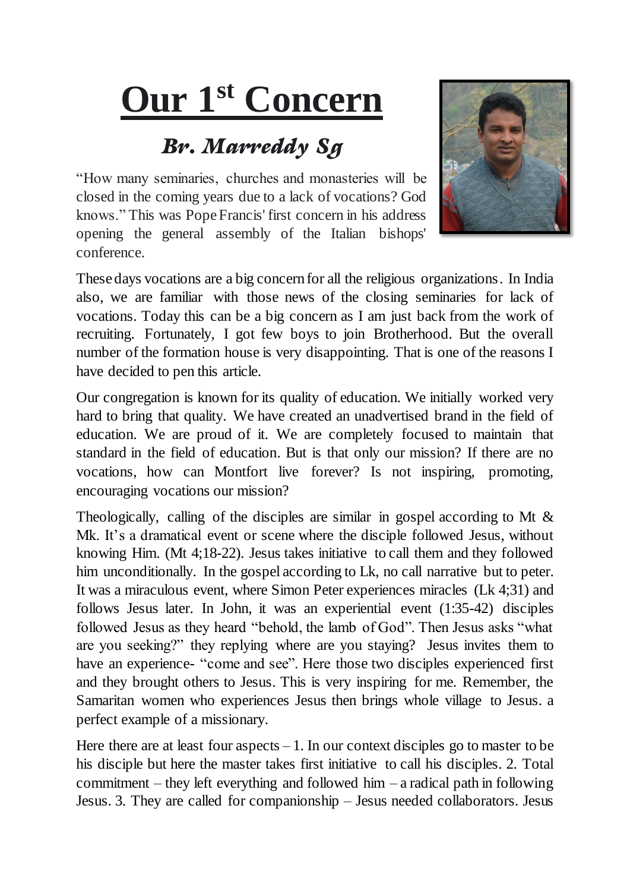# Our 1st Concern

## *Br. Marreddy Sg*

"How many seminaries, churches and monasteries will be closed in the coming years due to a lack of vocations? God knows." This was Pope Francis' first concern in his address opening the general assembly of the Italian bishops' conference.

These days vocations are a big concern for all the religious organizations. In India also, we are familiar with those news of the closing seminaries for lack of vocations. Today this can be a big concern as I am just back from the work of recruiting. Fortunately, I got few boys to join Brotherhood. But the overall number of the formation house is very disappointing. That is one of the reasons I have decided to pen this article.

Our congregation is known for its quality of education. We initially worked very hard to bring that quality. We have created an unadvertised brand in the field of education. We are proud of it. We are completely focused to maintain that standard in the field of education. But is that only our mission? If there are no vocations, how can Montfort live forever? Is not inspiring, promoting, encouraging vocations our mission?

Theologically, calling of the disciples are similar in gospel according to Mt & Mk. It's a dramatical event or scene where the disciple followed Jesus, without knowing Him. (Mt 4;18-22). Jesus takes initiative to call them and they followed him unconditionally. In the gospel according to Lk, no call narrative but to peter. It was a miraculous event, where Simon Peter experiences miracles (Lk 4;31) and follows Jesus later. In John, it was an experiential event (1:35-42) disciples followed Jesus as they heard "behold, the lamb of God". Then Jesus asks "what are you seeking?" they replying where are you staying? Jesus invites them to have an experience- "come and see". Here those two disciples experienced first and they brought others to Jesus. This is very inspiring for me. Remember, the Samaritan women who experiences Jesus then brings whole village to Jesus. a perfect example of a missionary.

Here there are at least four aspects – 1. In our context disciples go to master to be his disciple but here the master takes first initiative to call his disciples. 2. Total commitment – they left everything and followed him – a radical path in following Jesus. 3. They are called for companionship – Jesus needed collaborators. Jesus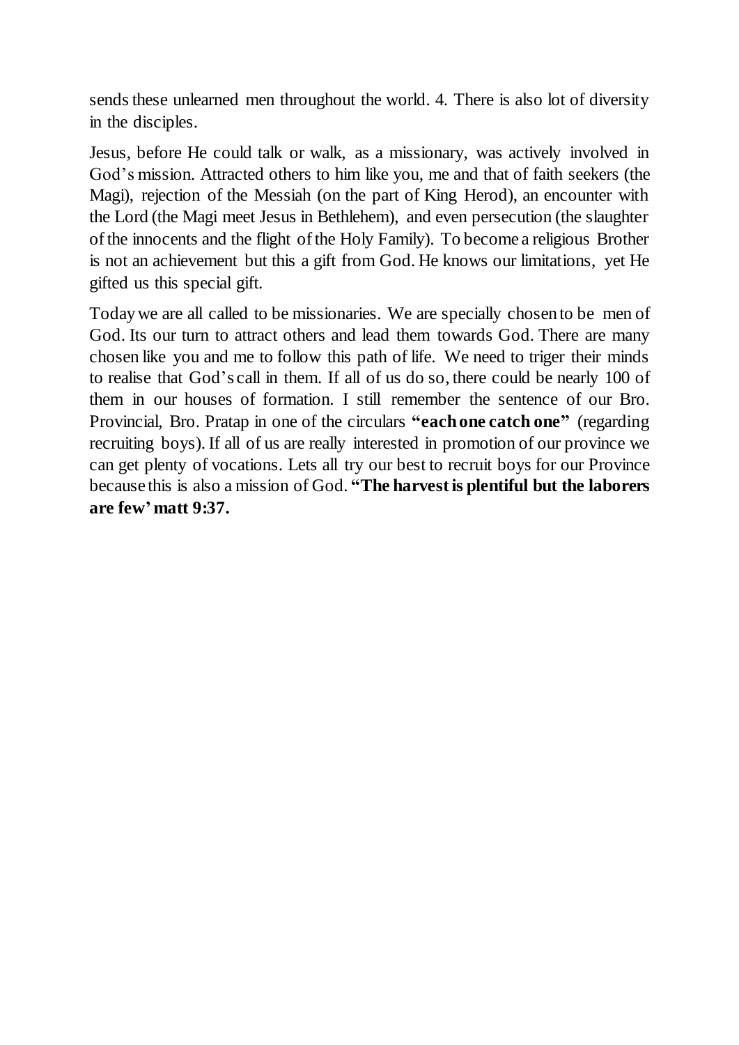sends these unlearned men throughout the world. 4. There is also lot of diversity in the disciples.

Jesus, before He could talk or walk, as a missionary, was actively involved in God's mission. Attracted others to him like you, me and that of faith seekers (the Magi), rejection of the Messiah (on the part of King Herod), an encounter with the Lord (the Magi meet Jesus in Bethlehem), and even persecution (the slaughter of the innocents and the flight of the Holy Family). To become a religious Brother is not an achievement but this a gift from God. He knows our limitations, yet He gifted us this special gift.

Today we are all called to be missionaries. We are specially chosen to be men of God. Its our turn to attract others and lead them towards God. There are many chosen like you and me to follow this path of life. We need to triger their minds to realise that God's call in them. If all of us do so, there could be nearly 100 of them in our houses of formation. I still remember the sentence of our Bro. Provincial, Bro. Pratap in one of the circulars **"each one catch one"** (regarding recruiting boys). If all of us are really interested in promotion of our province we can get plenty of vocations. Lets all try our best to recruit boys for our Province because this is also a mission of God. **"The harvest is plentiful but the laborers are few' matt 9:37.**